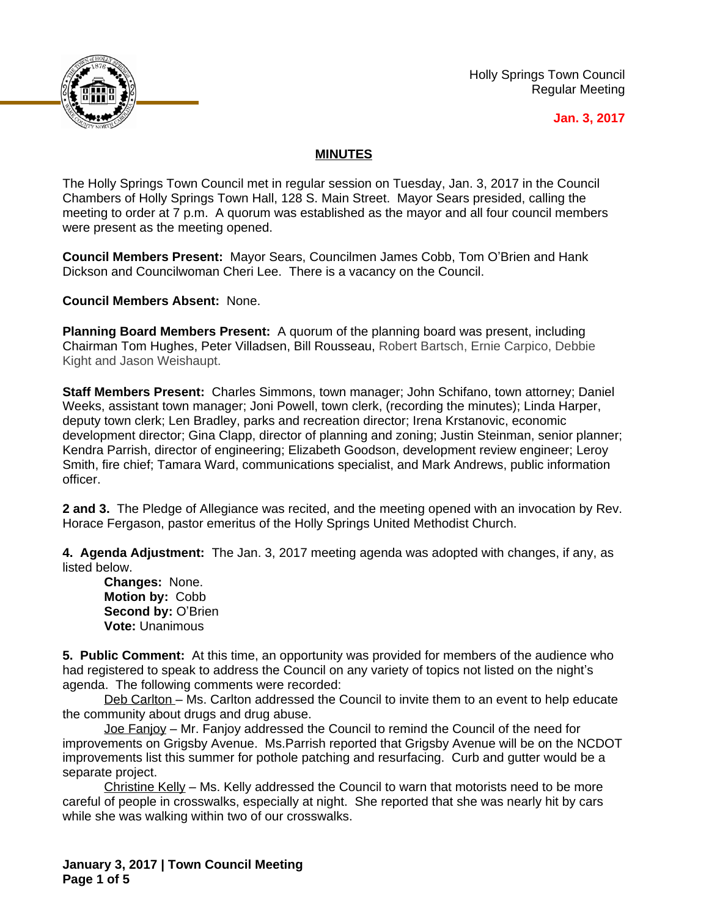Holly Springs Town Council
Regular Meeting

**Jan. 3, 2017**

## MINUTES

The Holly Springs Town Council met in regular session on Tuesday, Jan. 3, 2017 in the Council Chambers of Holly Springs Town Hall, 128 S. Main Street. Mayor Sears presided, calling the meeting to order at 7 p.m. A quorum was established as the mayor and all four council members were present as the meeting opened.

**Council Members Present:** Mayor Sears, Councilmen James Cobb, Tom O'Brien and Hank Dickson and Councilwoman Cheri Lee. There is a vacancy on the Council.

**Council Members Absent:** None.

**Planning Board Members Present:** A quorum of the planning board was present, including Chairman Tom Hughes, Peter Villadsen, Bill Rousseau, Robert Bartsch, Ernie Carpico, Debbie Kight and Jason Weishaupt.

**Staff Members Present:** Charles Simmons, town manager; John Schifano, town attorney; Daniel Weeks, assistant town manager; Joni Powell, town clerk, (recording the minutes); Linda Harper, deputy town clerk; Len Bradley, parks and recreation director; Irena Krstanovic, economic development director; Gina Clapp, director of planning and zoning; Justin Steinman, senior planner; Kendra Parrish, director of engineering; Elizabeth Goodson, development review engineer; Leroy Smith, fire chief; Tamara Ward, communications specialist, and Mark Andrews, public information officer.

**2 and 3.** The Pledge of Allegiance was recited, and the meeting opened with an invocation by Rev. Horace Fergason, pastor emeritus of the Holly Springs United Methodist Church.

**4. Agenda Adjustment:** The Jan. 3, 2017 meeting agenda was adopted with changes, if any, as listed below.

**Changes:** None.
**Motion by:** Cobb
**Second by:** O'Brien
**Vote:** Unanimous

**5. Public Comment:** At this time, an opportunity was provided for members of the audience who had registered to speak to address the Council on any variety of topics not listed on the night's agenda. The following comments were recorded:

Deb Carlton – Ms. Carlton addressed the Council to invite them to an event to help educate the community about drugs and drug abuse.

Joe Fanjoy – Mr. Fanjoy addressed the Council to remind the Council of the need for improvements on Grigsby Avenue. Ms.Parrish reported that Grigsby Avenue will be on the NCDOT improvements list this summer for pothole patching and resurfacing. Curb and gutter would be a separate project.

Christine Kelly – Ms. Kelly addressed the Council to warn that motorists need to be more careful of people in crosswalks, especially at night. She reported that she was nearly hit by cars while she was walking within two of our crosswalks.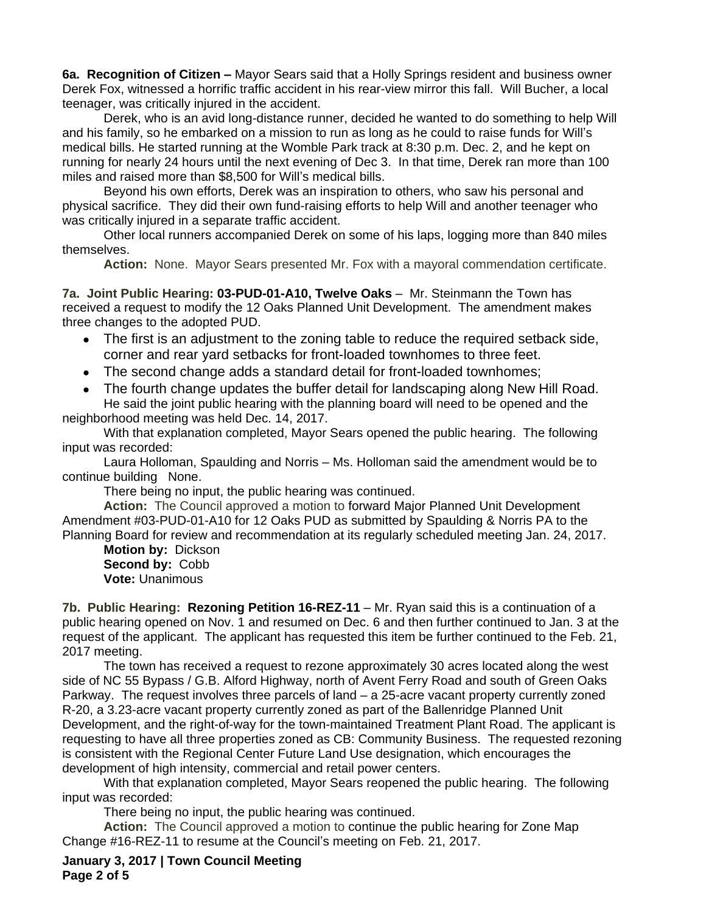**6a. Recognition of Citizen –** Mayor Sears said that a Holly Springs resident and business owner Derek Fox, witnessed a horrific traffic accident in his rear-view mirror this fall. Will Bucher, a local teenager, was critically injured in the accident.

Derek, who is an avid long-distance runner, decided he wanted to do something to help Will and his family, so he embarked on a mission to run as long as he could to raise funds for Will's medical bills. He started running at the Womble Park track at 8:30 p.m. Dec. 2, and he kept on running for nearly 24 hours until the next evening of Dec 3. In that time, Derek ran more than 100 miles and raised more than $8,500 for Will's medical bills.

Beyond his own efforts, Derek was an inspiration to others, who saw his personal and physical sacrifice. They did their own fund-raising efforts to help Will and another teenager who was critically injured in a separate traffic accident.

Other local runners accompanied Derek on some of his laps, logging more than 840 miles themselves.

**Action:** None. Mayor Sears presented Mr. Fox with a mayoral commendation certificate.

**7a. Joint Public Hearing: 03-PUD-01-A10, Twelve Oaks** – Mr. Steinmann the Town has received a request to modify the 12 Oaks Planned Unit Development. The amendment makes three changes to the adopted PUD.

- The first is an adjustment to the zoning table to reduce the required setback side, corner and rear yard setbacks for front-loaded townhomes to three feet.
- The second change adds a standard detail for front-loaded townhomes;
- The fourth change updates the buffer detail for landscaping along New Hill Road.

He said the joint public hearing with the planning board will need to be opened and the neighborhood meeting was held Dec. 14, 2017.

With that explanation completed, Mayor Sears opened the public hearing. The following input was recorded:

Laura Holloman, Spaulding and Norris – Ms. Holloman said the amendment would be to continue building None.

There being no input, the public hearing was continued.

**Action:** The Council approved a motion to forward Major Planned Unit Development Amendment #03-PUD-01-A10 for 12 Oaks PUD as submitted by Spaulding & Norris PA to the Planning Board for review and recommendation at its regularly scheduled meeting Jan. 24, 2017.

**Motion by:** Dickson
**Second by:** Cobb
**Vote:** Unanimous

**7b. Public Hearing: Rezoning Petition 16-REZ-11** – Mr. Ryan said this is a continuation of a public hearing opened on Nov. 1 and resumed on Dec. 6 and then further continued to Jan. 3 at the request of the applicant. The applicant has requested this item be further continued to the Feb. 21, 2017 meeting.

The town has received a request to rezone approximately 30 acres located along the west side of NC 55 Bypass / G.B. Alford Highway, north of Avent Ferry Road and south of Green Oaks Parkway. The request involves three parcels of land – a 25-acre vacant property currently zoned R-20, a 3.23-acre vacant property currently zoned as part of the Ballenridge Planned Unit Development, and the right-of-way for the town-maintained Treatment Plant Road. The applicant is requesting to have all three properties zoned as CB: Community Business. The requested rezoning is consistent with the Regional Center Future Land Use designation, which encourages the development of high intensity, commercial and retail power centers.

With that explanation completed, Mayor Sears reopened the public hearing. The following input was recorded:

There being no input, the public hearing was continued.

**Action:** The Council approved a motion to continue the public hearing for Zone Map Change #16-REZ-11 to resume at the Council's meeting on Feb. 21, 2017.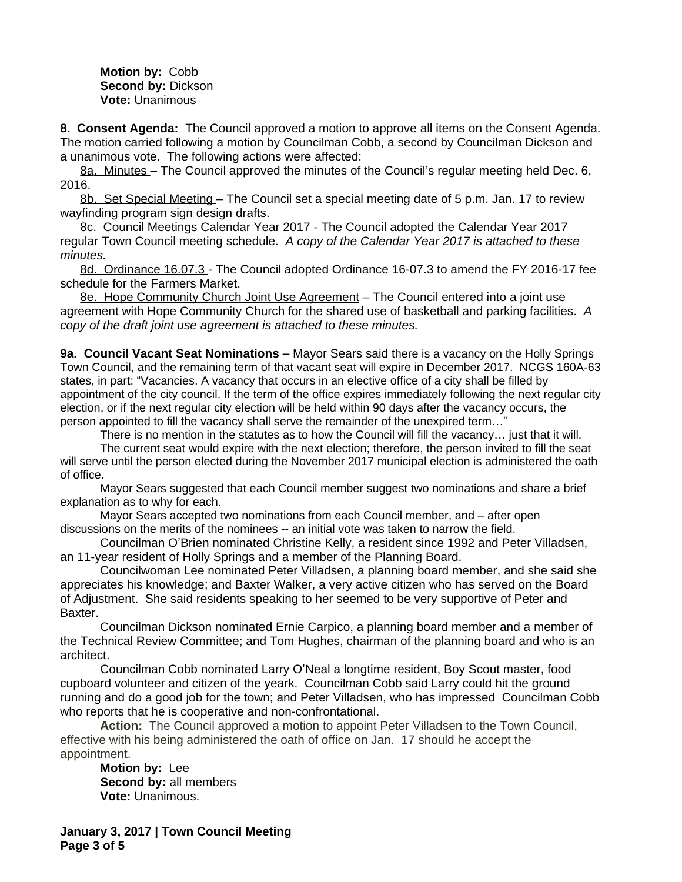**Motion by:** Cobb
**Second by:** Dickson
**Vote:** Unanimous

**8. Consent Agenda:** The Council approved a motion to approve all items on the Consent Agenda. The motion carried following a motion by Councilman Cobb, a second by Councilman Dickson and a unanimous vote. The following actions were affected:

8a. Minutes – The Council approved the minutes of the Council's regular meeting held Dec. 6, 2016.

8b. Set Special Meeting – The Council set a special meeting date of 5 p.m. Jan. 17 to review wayfinding program sign design drafts.

8c. Council Meetings Calendar Year 2017 - The Council adopted the Calendar Year 2017 regular Town Council meeting schedule. *A copy of the Calendar Year 2017 is attached to these minutes.*

8d. Ordinance 16.07.3 - The Council adopted Ordinance 16-07.3 to amend the FY 2016-17 fee schedule for the Farmers Market.

8e. Hope Community Church Joint Use Agreement – The Council entered into a joint use agreement with Hope Community Church for the shared use of basketball and parking facilities. *A copy of the draft joint use agreement is attached to these minutes.*

**9a. Council Vacant Seat Nominations –** Mayor Sears said there is a vacancy on the Holly Springs Town Council, and the remaining term of that vacant seat will expire in December 2017. NCGS 160A-63 states, in part: "Vacancies. A vacancy that occurs in an elective office of a city shall be filled by appointment of the city council. If the term of the office expires immediately following the next regular city election, or if the next regular city election will be held within 90 days after the vacancy occurs, the person appointed to fill the vacancy shall serve the remainder of the unexpired term…"

There is no mention in the statutes as to how the Council will fill the vacancy… just that it will.

The current seat would expire with the next election; therefore, the person invited to fill the seat will serve until the person elected during the November 2017 municipal election is administered the oath of office.

Mayor Sears suggested that each Council member suggest two nominations and share a brief explanation as to why for each.

Mayor Sears accepted two nominations from each Council member, and – after open discussions on the merits of the nominees -- an initial vote was taken to narrow the field.

Councilman O'Brien nominated Christine Kelly, a resident since 1992 and Peter Villadsen, an 11-year resident of Holly Springs and a member of the Planning Board.

Councilwoman Lee nominated Peter Villadsen, a planning board member, and she said she appreciates his knowledge; and Baxter Walker, a very active citizen who has served on the Board of Adjustment. She said residents speaking to her seemed to be very supportive of Peter and Baxter.

Councilman Dickson nominated Ernie Carpico, a planning board member and a member of the Technical Review Committee; and Tom Hughes, chairman of the planning board and who is an architect.

Councilman Cobb nominated Larry O'Neal a longtime resident, Boy Scout master, food cupboard volunteer and citizen of the yeark. Councilman Cobb said Larry could hit the ground running and do a good job for the town; and Peter Villadsen, who has impressed Councilman Cobb who reports that he is cooperative and non-confrontational.

**Action:** The Council approved a motion to appoint Peter Villadsen to the Town Council, effective with his being administered the oath of office on Jan. 17 should he accept the appointment.

**Motion by:** Lee
**Second by:** all members
**Vote:** Unanimous.

**January 3, 2017 | Town Council Meeting**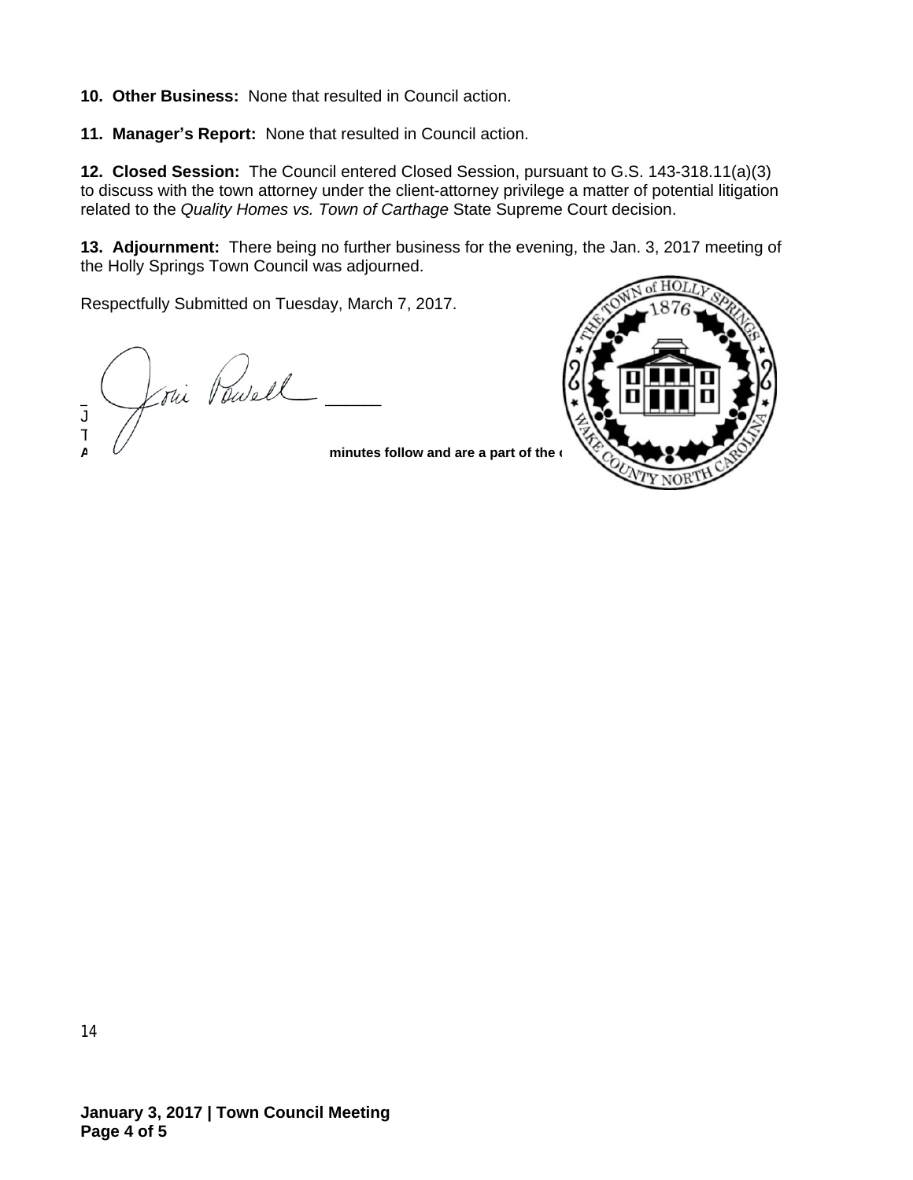**10. Other Business:** None that resulted in Council action.

**11. Manager's Report:** None that resulted in Council action.

**12. Closed Session:** The Council entered Closed Session, pursuant to G.S. 143-318.11(a)(3) to discuss with the town attorney under the client-attorney privilege a matter of potential litigation related to the *Quality Homes vs. Town of Carthage* State Supreme Court decision.

**13. Adjournment:** There being no further business for the evening, the Jan. 3, 2017 meeting of the Holly Springs Town Council was adjourned.

Respectfully Submitted on Tuesday, March 7, 2017.

Joni Powell

J
T
**A minutes follow and are a part of the**

14